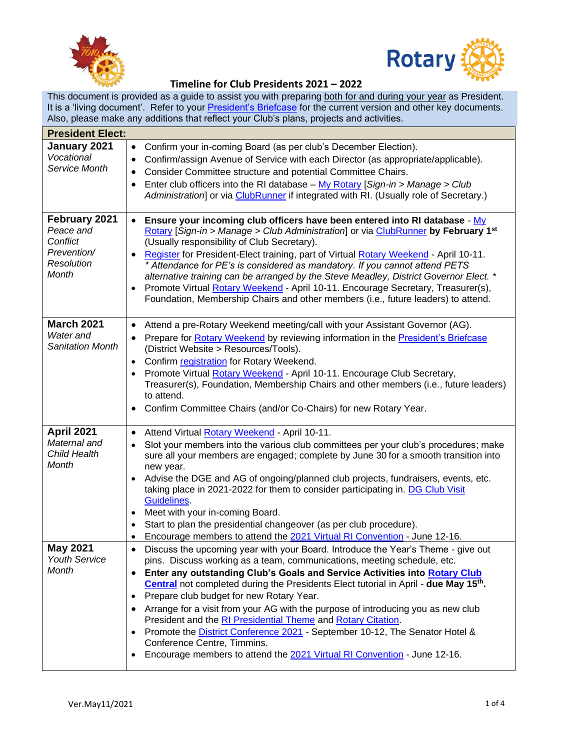# Timeline for Club Presidents 2021 – 2022

This document is provided as a guide to assist you with preparing both for and during your year as President. It is a 'living document'. Refer to your President's Briefcase for the current version and other key documents. Also, please make any additions that reflect your Club's plans, projects and activities.

| **President Elect:** | |
|---|---|
| **January 2021**<br>*Vocational Service Month* | • Confirm your in-coming Board (as per club's December Election).<br>• Confirm/assign Avenue of Service with each Director (as appropriate/applicable).<br>• Consider Committee structure and potential Committee Chairs.<br>• Enter club officers into the RI database – My Rotary [*Sign-in > Manage > Club Administration*] or via ClubRunner if integrated with RI. (Usually role of Secretary.) |
| **February 2021**<br>*Peace and Conflict Prevention/ Resolution Month* | • **Ensure your incoming club officers have been entered into RI database** - My Rotary [*Sign-in > Manage > Club Administration*] or via ClubRunner **by February 1st** (Usually responsibility of Club Secretary).<br>• Register for President-Elect training, part of Virtual Rotary Weekend - April 10-11. *\* Attendance for PE's is considered as mandatory. If you cannot attend PETS alternative training can be arranged by the Steve Meadley, District Governor Elect. \**<br>• Promote Virtual Rotary Weekend - April 10-11. Encourage Secretary, Treasurer(s), Foundation, Membership Chairs and other members (i.e., future leaders) to attend. |
| **March 2021**<br>*Water and Sanitation Month* | • Attend a pre-Rotary Weekend meeting/call with your Assistant Governor (AG).<br>• Prepare for Rotary Weekend by reviewing information in the President's Briefcase (District Website > Resources/Tools).<br>• Confirm registration for Rotary Weekend.<br>• Promote Virtual Rotary Weekend - April 10-11. Encourage Club Secretary, Treasurer(s), Foundation, Membership Chairs and other members (i.e., future leaders) to attend.<br>• Confirm Committee Chairs (and/or Co-Chairs) for new Rotary Year. |
| **April 2021**<br>*Maternal and Child Health Month* | • Attend Virtual Rotary Weekend - April 10-11.<br>• Slot your members into the various club committees per your club's procedures; make sure all your members are engaged; complete by June 30 for a smooth transition into new year.<br>• Advise the DGE and AG of ongoing/planned club projects, fundraisers, events, etc. taking place in 2021-2022 for them to consider participating in. DG Club Visit Guidelines.<br>• Meet with your in-coming Board.<br>• Start to plan the presidential changeover (as per club procedure).<br>• Encourage members to attend the 2021 Virtual RI Convention - June 12-16. |
| **May 2021**<br>*Youth Service Month* | • Discuss the upcoming year with your Board. Introduce the Year's Theme - give out pins. Discuss working as a team, communications, meeting schedule, etc.<br>• **Enter any outstanding Club's Goals and Service Activities into Rotary Club Central** not completed during the Presidents Elect tutorial in April - **due May 15th.**<br>• Prepare club budget for new Rotary Year.<br>• Arrange for a visit from your AG with the purpose of introducing you as new club President and the RI Presidential Theme and Rotary Citation.<br>• Promote the District Conference 2021 - September 10-12, The Senator Hotel & Conference Centre, Timmins.<br>• Encourage members to attend the 2021 Virtual RI Convention - June 12-16. |

Ver.May11/2021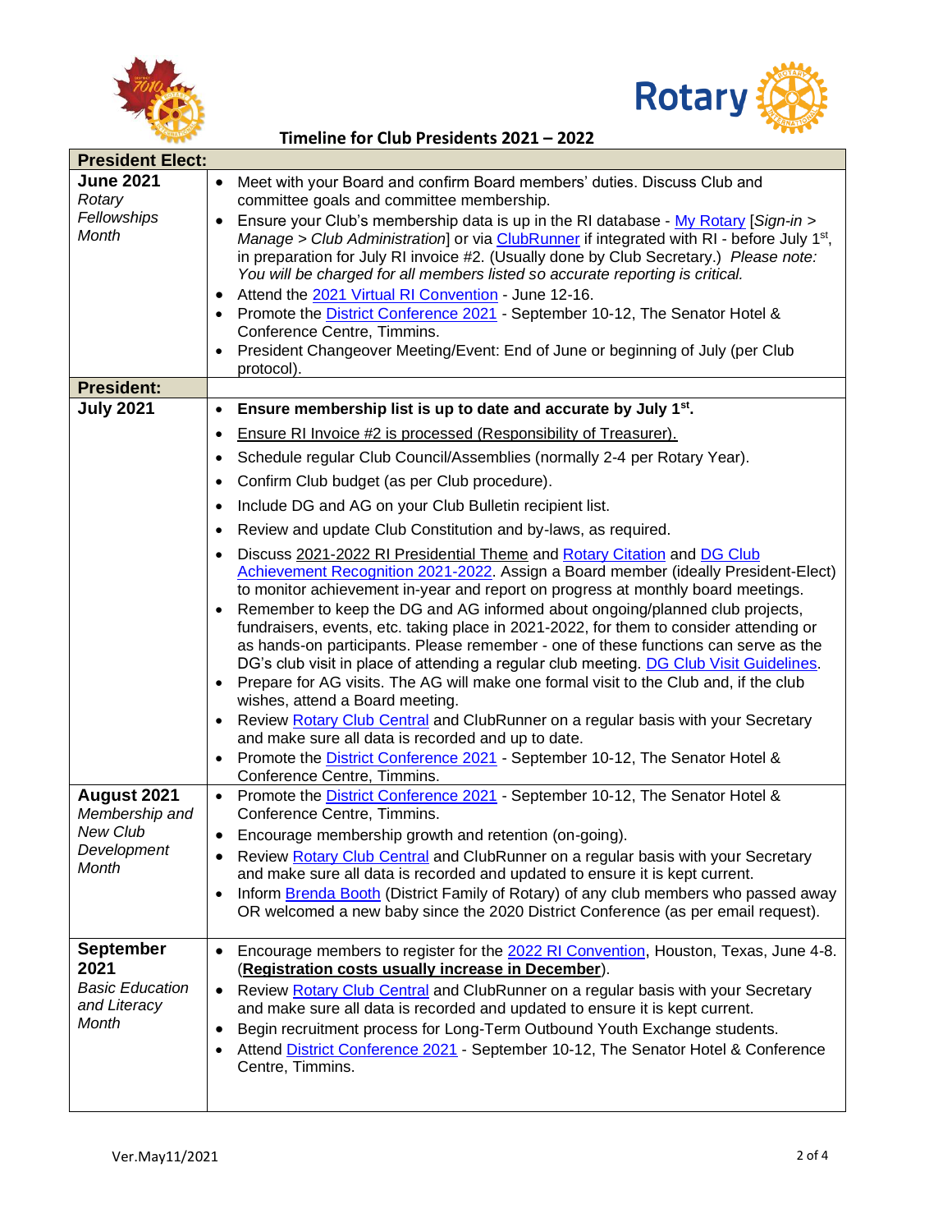# Timeline for Club Presidents 2021 – 2022

| **President Elect:** | |
|---|---|
| **June 2021**<br>*Rotary Fellowships Month* | • Meet with your Board and confirm Board members' duties. Discuss Club and committee goals and committee membership.<br>• Ensure your Club's membership data is up in the RI database - My Rotary [*Sign-in > Manage > Club Administration*] or via ClubRunner if integrated with RI - before July 1st, in preparation for July RI invoice #2. (Usually done by Club Secretary.) *Please note: You will be charged for all members listed so accurate reporting is critical.*<br>• Attend the 2021 Virtual RI Convention - June 12-16.<br>• Promote the District Conference 2021 - September 10-12, The Senator Hotel & Conference Centre, Timmins.<br>• President Changeover Meeting/Event: End of June or beginning of July (per Club protocol). |
| **President:** | |
| **July 2021** | • **Ensure membership list is up to date and accurate by July 1st.**<br>• Ensure RI Invoice #2 is processed (Responsibility of Treasurer).<br>• Schedule regular Club Council/Assemblies (normally 2-4 per Rotary Year).<br>• Confirm Club budget (as per Club procedure).<br>• Include DG and AG on your Club Bulletin recipient list.<br>• Review and update Club Constitution and by-laws, as required.<br>• Discuss 2021-2022 RI Presidential Theme and Rotary Citation and DG Club Achievement Recognition 2021-2022. Assign a Board member (ideally President-Elect) to monitor achievement in-year and report on progress at monthly board meetings.<br>• Remember to keep the DG and AG informed about ongoing/planned club projects, fundraisers, events, etc. taking place in 2021-2022, for them to consider attending or as hands-on participants. Please remember - one of these functions can serve as the DG's club visit in place of attending a regular club meeting. DG Club Visit Guidelines.<br>• Prepare for AG visits. The AG will make one formal visit to the Club and, if the club wishes, attend a Board meeting.<br>• Review Rotary Club Central and ClubRunner on a regular basis with your Secretary and make sure all data is recorded and up to date.<br>• Promote the District Conference 2021 - September 10-12, The Senator Hotel & Conference Centre, Timmins. |
| **August 2021**<br>*Membership and New Club Development Month* | • Promote the District Conference 2021 - September 10-12, The Senator Hotel & Conference Centre, Timmins.<br>• Encourage membership growth and retention (on-going).<br>• Review Rotary Club Central and ClubRunner on a regular basis with your Secretary and make sure all data is recorded and updated to ensure it is kept current.<br>• Inform Brenda Booth (District Family of Rotary) of any club members who passed away OR welcomed a new baby since the 2020 District Conference (as per email request). |
| **September 2021**<br>*Basic Education and Literacy Month* | • Encourage members to register for the 2022 RI Convention, Houston, Texas, June 4-8. (**Registration costs usually increase in December**).<br>• Review Rotary Club Central and ClubRunner on a regular basis with your Secretary and make sure all data is recorded and updated to ensure it is kept current.<br>• Begin recruitment process for Long-Term Outbound Youth Exchange students.<br>• Attend District Conference 2021 - September 10-12, The Senator Hotel & Conference Centre, Timmins. |

Ver.May11/2021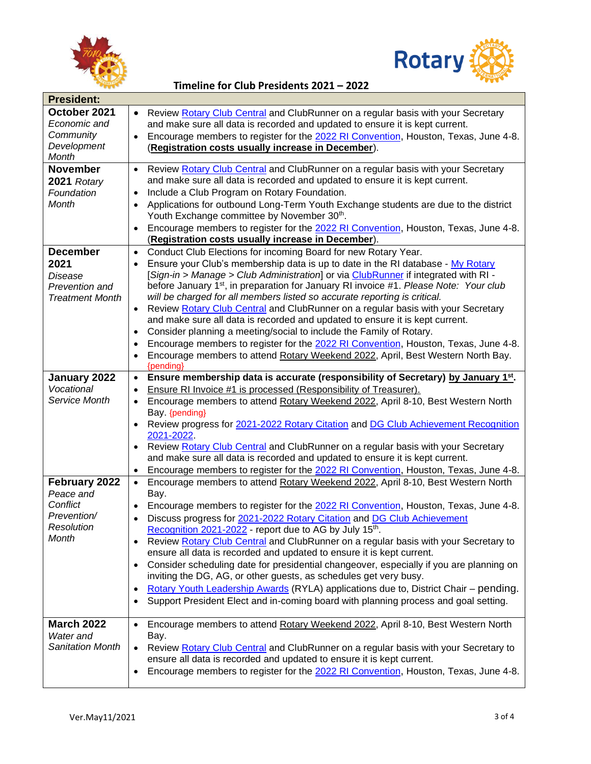**Timeline for Club Presidents 2021 – 2022**

| **President:** | |
|---|---|
| **October 2021** *Economic and Community Development Month* | • Review Rotary Club Central and ClubRunner on a regular basis with your Secretary and make sure all data is recorded and updated to ensure it is kept current.<br>• Encourage members to register for the 2022 RI Convention, Houston, Texas, June 4-8. (**Registration costs usually increase in December**). |
| **November 2021** *Rotary Foundation Month* | • Review Rotary Club Central and ClubRunner on a regular basis with your Secretary and make sure all data is recorded and updated to ensure it is kept current.<br>• Include a Club Program on Rotary Foundation.<br>• Applications for outbound Long-Term Youth Exchange students are due to the district Youth Exchange committee by November 30th.<br>• Encourage members to register for the 2022 RI Convention, Houston, Texas, June 4-8. (**Registration costs usually increase in December**). |
| **December 2021** *Disease Prevention and Treatment Month* | • Conduct Club Elections for incoming Board for new Rotary Year.<br>• Ensure your Club's membership data is up to date in the RI database - My Rotary [*Sign-in > Manage > Club Administration*] or via ClubRunner if integrated with RI - before January 1st, in preparation for January RI invoice #1. *Please Note: Your club will be charged for all members listed so accurate reporting is critical.*<br>• Review Rotary Club Central and ClubRunner on a regular basis with your Secretary and make sure all data is recorded and updated to ensure it is kept current.<br>• Consider planning a meeting/social to include the Family of Rotary.<br>• Encourage members to register for the 2022 RI Convention, Houston, Texas, June 4-8.<br>• Encourage members to attend Rotary Weekend 2022, April, Best Western North Bay. {pending} |
| **January 2022** *Vocational Service Month* | • **Ensure membership data is accurate (responsibility of Secretary) by January 1st.**<br>• Ensure RI Invoice #1 is processed (Responsibility of Treasurer).<br>• Encourage members to attend Rotary Weekend 2022, April 8-10, Best Western North Bay. {pending}<br>• Review progress for 2021-2022 Rotary Citation and DG Club Achievement Recognition 2021-2022.<br>• Review Rotary Club Central and ClubRunner on a regular basis with your Secretary and make sure all data is recorded and updated to ensure it is kept current.<br>• Encourage members to register for the 2022 RI Convention, Houston, Texas, June 4-8. |
| **February 2022** *Peace and Conflict Prevention/ Resolution Month* | • Encourage members to attend Rotary Weekend 2022, April 8-10, Best Western North Bay.<br>• Encourage members to register for the 2022 RI Convention, Houston, Texas, June 4-8.<br>• Discuss progress for 2021-2022 Rotary Citation and DG Club Achievement Recognition 2021-2022 - report due to AG by July 15th.<br>• Review Rotary Club Central and ClubRunner on a regular basis with your Secretary to ensure all data is recorded and updated to ensure it is kept current.<br>• Consider scheduling date for presidential changeover, especially if you are planning on inviting the DG, AG, or other guests, as schedules get very busy.<br>• Rotary Youth Leadership Awards (RYLA) applications due to, District Chair – pending.<br>• Support President Elect and in-coming board with planning process and goal setting. |
| **March 2022** *Water and Sanitation Month* | • Encourage members to attend Rotary Weekend 2022, April 8-10, Best Western North Bay.<br>• Review Rotary Club Central and ClubRunner on a regular basis with your Secretary to ensure all data is recorded and updated to ensure it is kept current.<br>• Encourage members to register for the 2022 RI Convention, Houston, Texas, June 4-8. |

Ver.May11/2021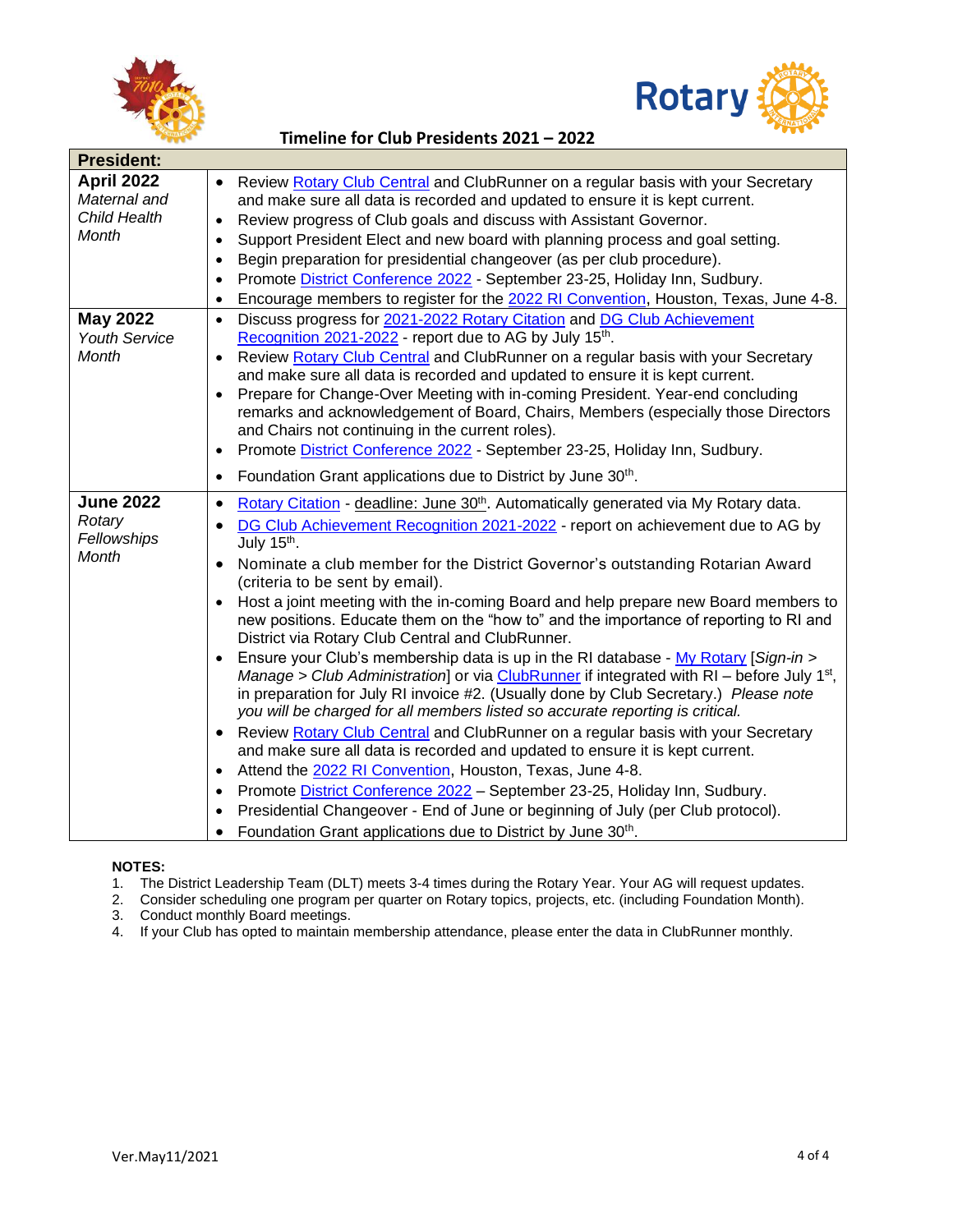## Timeline for Club Presidents 2021 – 2022

| President: | |
|---|---|
| **April 2022** *Maternal and Child Health Month* | • Review Rotary Club Central and ClubRunner on a regular basis with your Secretary and make sure all data is recorded and updated to ensure it is kept current.<br>• Review progress of Club goals and discuss with Assistant Governor.<br>• Support President Elect and new board with planning process and goal setting.<br>• Begin preparation for presidential changeover (as per club procedure).<br>• Promote District Conference 2022 - September 23-25, Holiday Inn, Sudbury.<br>• Encourage members to register for the 2022 RI Convention, Houston, Texas, June 4-8. |
| **May 2022** *Youth Service Month* | • Discuss progress for 2021-2022 Rotary Citation and DG Club Achievement Recognition 2021-2022 - report due to AG by July 15th.<br>• Review Rotary Club Central and ClubRunner on a regular basis with your Secretary and make sure all data is recorded and updated to ensure it is kept current.<br>• Prepare for Change-Over Meeting with in-coming President. Year-end concluding remarks and acknowledgement of Board, Chairs, Members (especially those Directors and Chairs not continuing in the current roles).<br>• Promote District Conference 2022 - September 23-25, Holiday Inn, Sudbury.<br>• Foundation Grant applications due to District by June 30th. |
| **June 2022** *Rotary Fellowships Month* | • Rotary Citation - deadline: June 30th. Automatically generated via My Rotary data.<br>• DG Club Achievement Recognition 2021-2022 - report on achievement due to AG by July 15th.<br>• Nominate a club member for the District Governor's outstanding Rotarian Award (criteria to be sent by email).<br>• Host a joint meeting with the in-coming Board and help prepare new Board members to new positions. Educate them on the "how to" and the importance of reporting to RI and District via Rotary Club Central and ClubRunner.<br>• Ensure your Club's membership data is up in the RI database - My Rotary [*Sign-in > Manage > Club Administration*] or via ClubRunner if integrated with RI – before July 1st, in preparation for July RI invoice #2. (Usually done by Club Secretary.) *Please note you will be charged for all members listed so accurate reporting is critical.*<br>• Review Rotary Club Central and ClubRunner on a regular basis with your Secretary and make sure all data is recorded and updated to ensure it is kept current.<br>• Attend the 2022 RI Convention, Houston, Texas, June 4-8.<br>• Promote District Conference 2022 – September 23-25, Holiday Inn, Sudbury.<br>• Presidential Changeover - End of June or beginning of July (per Club protocol).<br>• Foundation Grant applications due to District by June 30th. |

**NOTES:**

1. The District Leadership Team (DLT) meets 3-4 times during the Rotary Year. Your AG will request updates.
2. Consider scheduling one program per quarter on Rotary topics, projects, etc. (including Foundation Month).
3. Conduct monthly Board meetings.
4. If your Club has opted to maintain membership attendance, please enter the data in ClubRunner monthly.

Ver.May11/2021